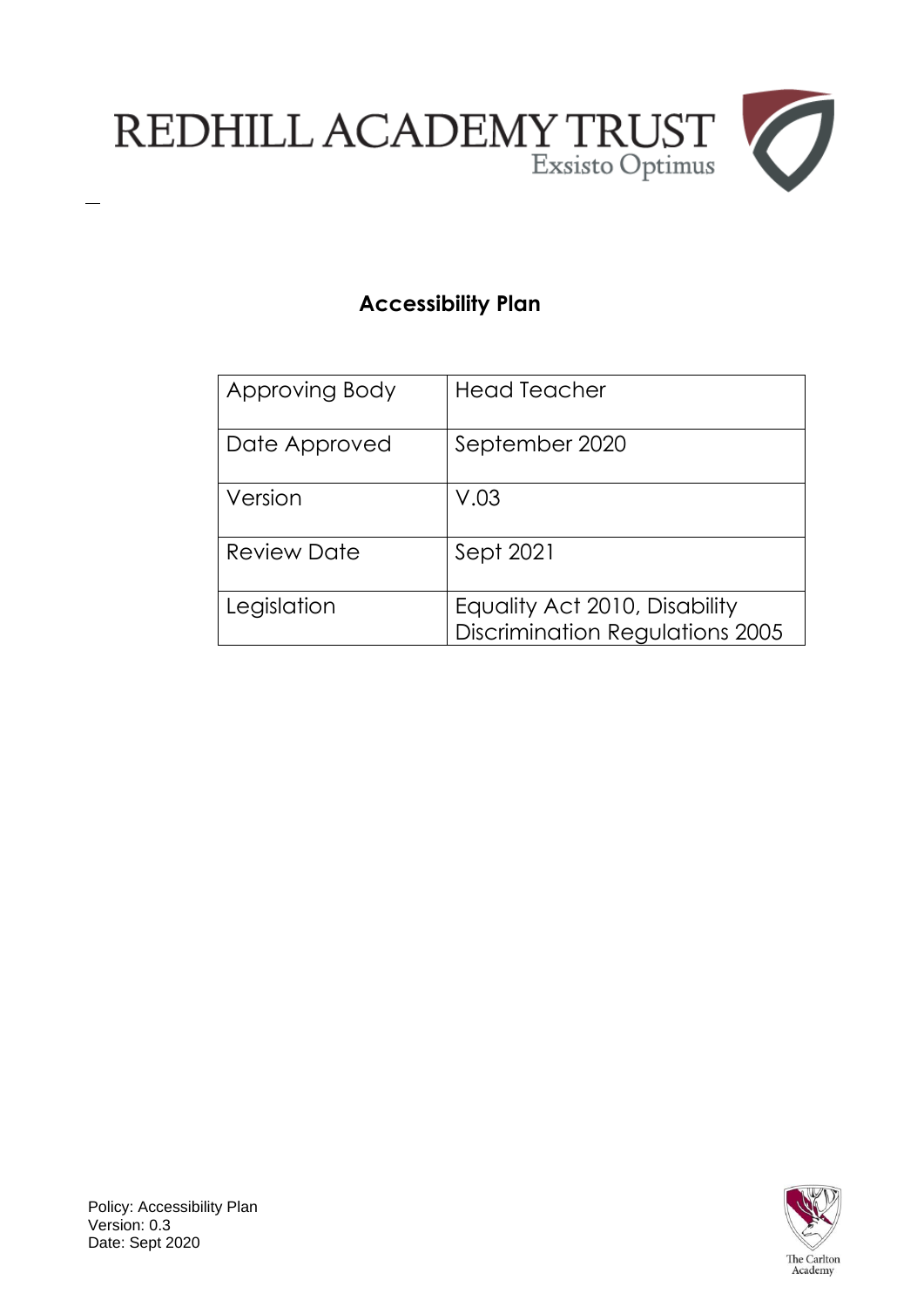REDHILL ACADEMY TRUST

Exsisto Optimus

## Accessibility Plan

| Approving Body | Head Teacher |
|---|---|
| Date Approved | September 2020 |
| Version | V.03 |
| Review Date | Sept 2021 |
| Legislation | Equality Act 2010, Disability Discrimination Regulations 2005 |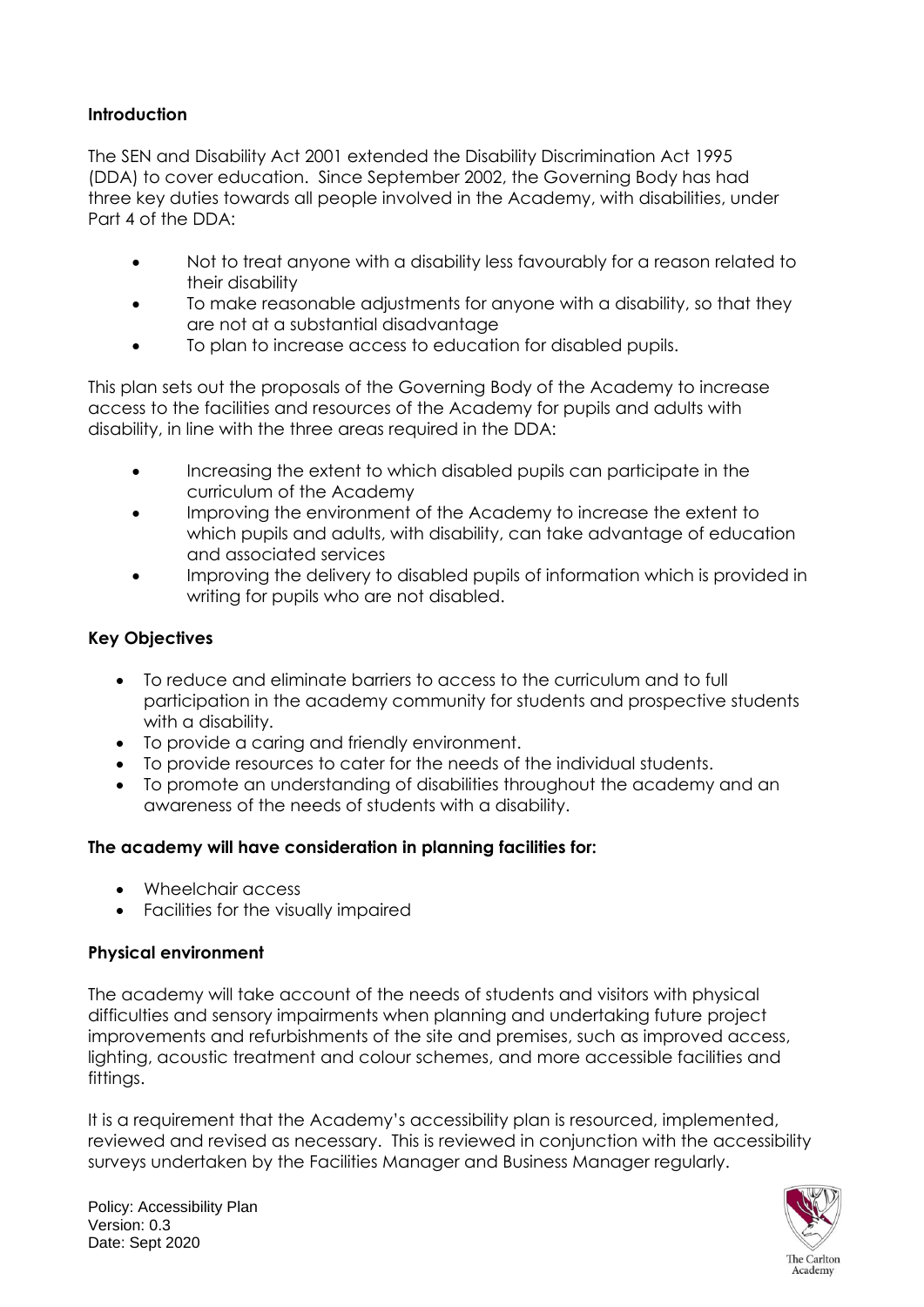**Introduction**

The SEN and Disability Act 2001 extended the Disability Discrimination Act 1995 (DDA) to cover education. Since September 2002, the Governing Body has had three key duties towards all people involved in the Academy, with disabilities, under Part 4 of the DDA:

- Not to treat anyone with a disability less favourably for a reason related to their disability
- To make reasonable adjustments for anyone with a disability, so that they are not at a substantial disadvantage
- To plan to increase access to education for disabled pupils.

This plan sets out the proposals of the Governing Body of the Academy to increase access to the facilities and resources of the Academy for pupils and adults with disability, in line with the three areas required in the DDA:

- Increasing the extent to which disabled pupils can participate in the curriculum of the Academy
- Improving the environment of the Academy to increase the extent to which pupils and adults, with disability, can take advantage of education and associated services
- Improving the delivery to disabled pupils of information which is provided in writing for pupils who are not disabled.

**Key Objectives**

- To reduce and eliminate barriers to access to the curriculum and to full participation in the academy community for students and prospective students with a disability.
- To provide a caring and friendly environment.
- To provide resources to cater for the needs of the individual students.
- To promote an understanding of disabilities throughout the academy and an awareness of the needs of students with a disability.

**The academy will have consideration in planning facilities for:**

- Wheelchair access
- Facilities for the visually impaired

**Physical environment**

The academy will take account of the needs of students and visitors with physical difficulties and sensory impairments when planning and undertaking future project improvements and refurbishments of the site and premises, such as improved access, lighting, acoustic treatment and colour schemes, and more accessible facilities and fittings.

It is a requirement that the Academy's accessibility plan is resourced, implemented, reviewed and revised as necessary. This is reviewed in conjunction with the accessibility surveys undertaken by the Facilities Manager and Business Manager regularly.